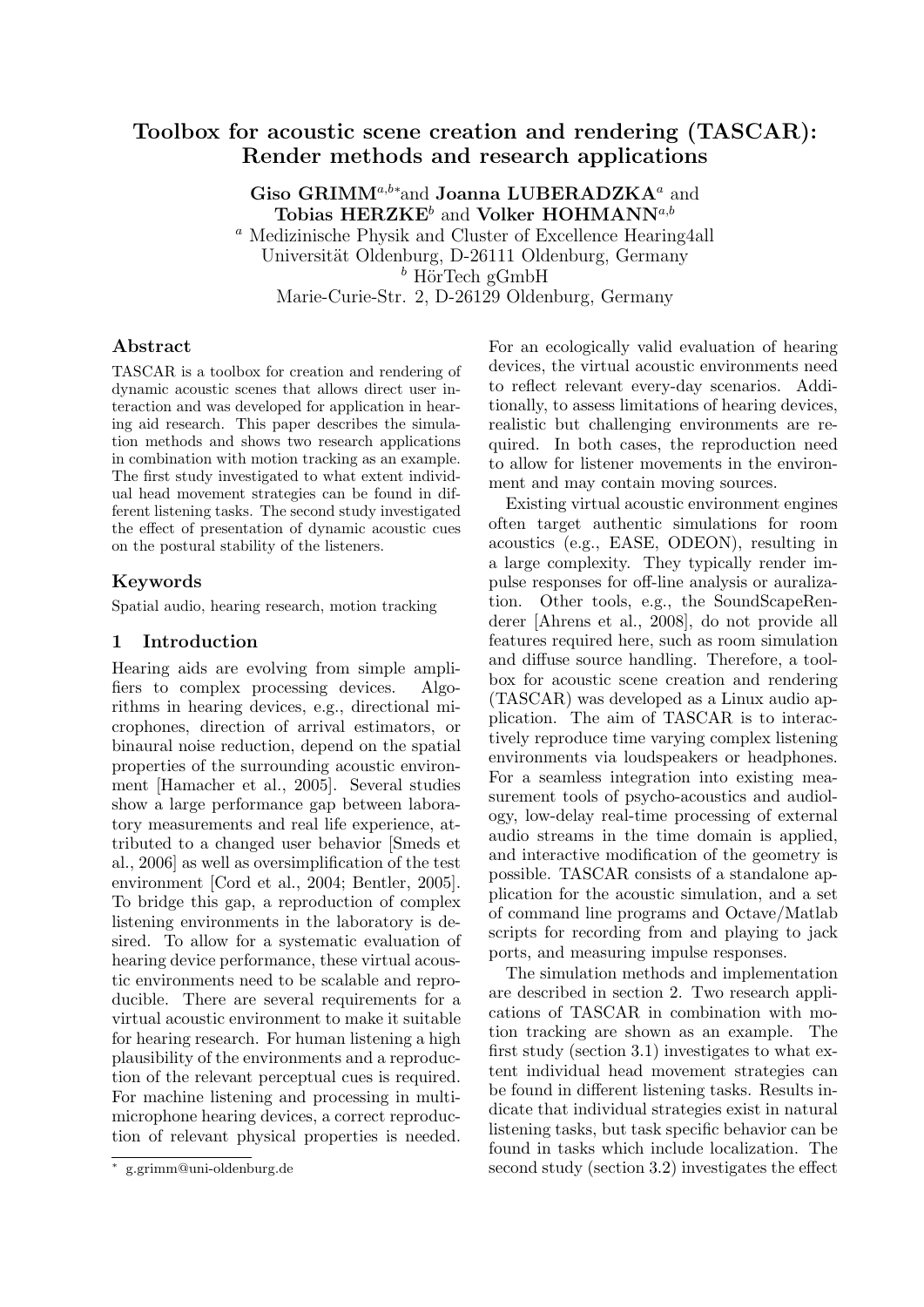# Toolbox for acoustic scene creation and rendering (TASCAR): Render methods and research applications

**Giso GRIMM**[a,b*] and **Joanna LUBERADZKA**[a] and **Tobias HERZKE**[b] and **Volker HOHMANN**[a,b]

[a] Medizinische Physik and Cluster of Excellence Hearing4all
Universität Oldenburg, D-26111 Oldenburg, Germany
[b] HörTech gGmbH
Marie-Curie-Str. 2, D-26129 Oldenburg, Germany

## Abstract

TASCAR is a toolbox for creation and rendering of dynamic acoustic scenes that allows direct user interaction and was developed for application in hearing aid research. This paper describes the simulation methods and shows two research applications in combination with motion tracking as an example. The first study investigated to what extent individual head movement strategies can be found in different listening tasks. The second study investigated the effect of presentation of dynamic acoustic cues on the postural stability of the listeners.

## Keywords

Spatial audio, hearing research, motion tracking

## 1 Introduction

Hearing aids are evolving from simple amplifiers to complex processing devices. Algorithms in hearing devices, e.g., directional microphones, direction of arrival estimators, or binaural noise reduction, depend on the spatial properties of the surrounding acoustic environment [Hamacher et al., 2005]. Several studies show a large performance gap between laboratory measurements and real life experience, attributed to a changed user behavior [Smeds et al., 2006] as well as oversimplification of the test environment [Cord et al., 2004; Bentler, 2005]. To bridge this gap, a reproduction of complex listening environments in the laboratory is desired. To allow for a systematic evaluation of hearing device performance, these virtual acoustic environments need to be scalable and reproducible. There are several requirements for a virtual acoustic environment to make it suitable for hearing research. For human listening a high plausibility of the environments and a reproduction of the relevant perceptual cues is required. For machine listening and processing in multi-microphone hearing devices, a correct reproduction of relevant physical properties is needed. For an ecologically valid evaluation of hearing devices, the virtual acoustic environments need to reflect relevant every-day scenarios. Additionally, to assess limitations of hearing devices, realistic but challenging environments are required. In both cases, the reproduction need to allow for listener movements in the environment and may contain moving sources.

Existing virtual acoustic environment engines often target authentic simulations for room acoustics (e.g., EASE, ODEON), resulting in a large complexity. They typically render impulse responses for off-line analysis or auralization. Other tools, e.g., the SoundScapeRenderer [Ahrens et al., 2008], do not provide all features required here, such as room simulation and diffuse source handling. Therefore, a toolbox for acoustic scene creation and rendering (TASCAR) was developed as a Linux audio application. The aim of TASCAR is to interactively reproduce time varying complex listening environments via loudspeakers or headphones. For a seamless integration into existing measurement tools of psycho-acoustics and audiology, low-delay real-time processing of external audio streams in the time domain is applied, and interactive modification of the geometry is possible. TASCAR consists of a standalone application for the acoustic simulation, and a set of command line programs and Octave/Matlab scripts for recording from and playing to jack ports, and measuring impulse responses.

The simulation methods and implementation are described in section 2. Two research applications of TASCAR in combination with motion tracking are shown as an example. The first study (section 3.1) investigates to what extent individual head movement strategies can be found in different listening tasks. Results indicate that individual strategies exist in natural listening tasks, but task specific behavior can be found in tasks which include localization. The second study (section 3.2) investigates the effect

* g.grimm@uni-oldenburg.de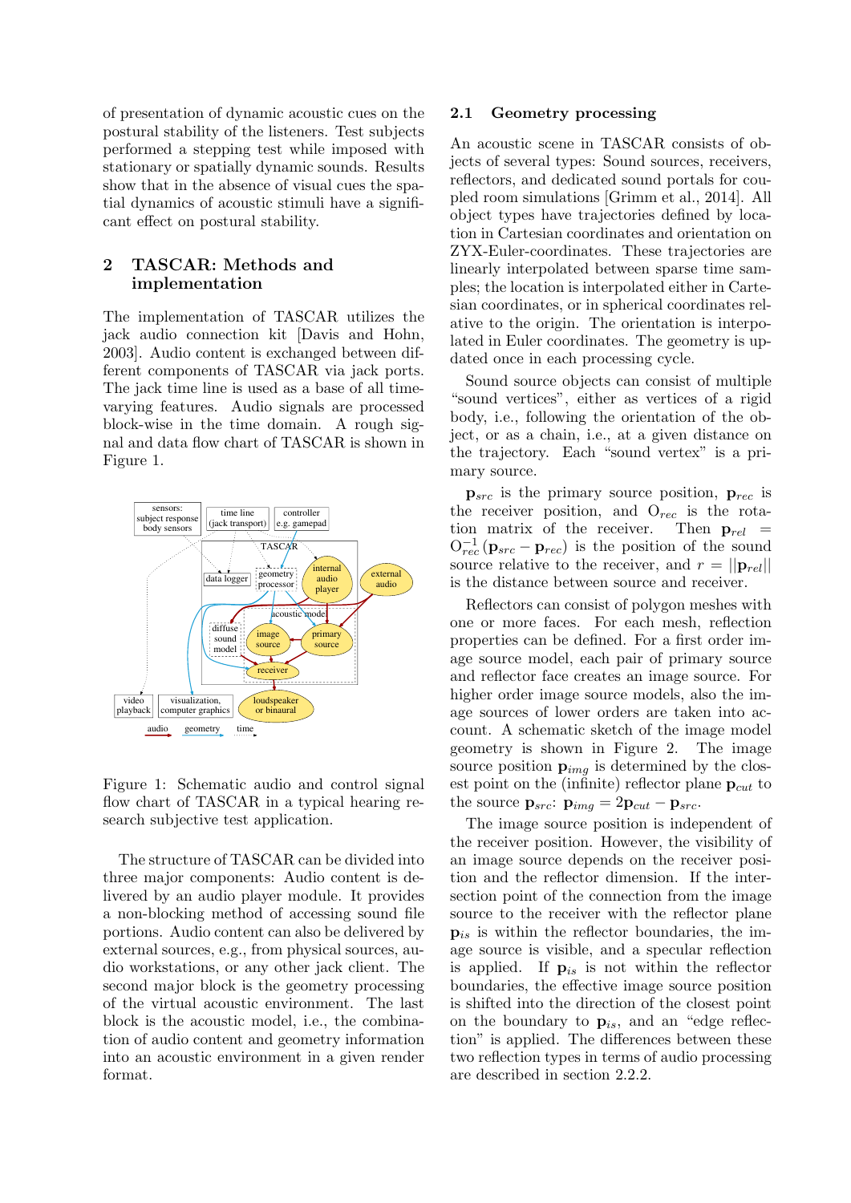of presentation of dynamic acoustic cues on the postural stability of the listeners. Test subjects performed a stepping test while imposed with stationary or spatially dynamic sounds. Results show that in the absence of visual cues the spatial dynamics of acoustic stimuli have a significant effect on postural stability.

## 2 TASCAR: Methods and implementation

The implementation of TASCAR utilizes the jack audio connection kit [Davis and Hohn, 2003]. Audio content is exchanged between different components of TASCAR via jack ports. The jack time line is used as a base of all time-varying features. Audio signals are processed block-wise in the time domain. A rough signal and data flow chart of TASCAR is shown in Figure 1.

sensors: subject response body sensors
time line (jack transport)
controller e.g. gamepad
TASCAR
data logger
geometry processor
internal audio player
external audio
acoustic model
diffuse sound model
image source
primary source
receiver
video playback
visualization, computer graphics
loudspeaker or binaural
audio
geometry
time

Figure 1: Schematic audio and control signal flow chart of TASCAR in a typical hearing research subjective test application.

The structure of TASCAR can be divided into three major components: Audio content is delivered by an audio player module. It provides a non-blocking method of accessing sound file portions. Audio content can also be delivered by external sources, e.g., from physical sources, audio workstations, or any other jack client. The second major block is the geometry processing of the virtual acoustic environment. The last block is the acoustic model, i.e., the combination of audio content and geometry information into an acoustic environment in a given render format.

### 2.1 Geometry processing

An acoustic scene in TASCAR consists of objects of several types: Sound sources, receivers, reflectors, and dedicated sound portals for coupled room simulations [Grimm et al., 2014]. All object types have trajectories defined by location in Cartesian coordinates and orientation on ZYX-Euler-coordinates. These trajectories are linearly interpolated between sparse time samples; the location is interpolated either in Cartesian coordinates, or in spherical coordinates relative to the origin. The orientation is interpolated in Euler coordinates. The geometry is updated once in each processing cycle.

Sound source objects can consist of multiple "sound vertices", either as vertices of a rigid body, i.e., following the orientation of the object, or as a chain, i.e., at a given distance on the trajectory. Each "sound vertex" is a primary source.

$\mathbf{p}_{src}$ is the primary source position, $\mathbf{p}_{rec}$ is the receiver position, and $\mathrm{O}_{rec}$ is the rotation matrix of the receiver. Then $\mathbf{p}_{rel} = \mathrm{O}_{rec}^{-1}(\mathbf{p}_{src} - \mathbf{p}_{rec})$ is the position of the sound source relative to the receiver, and $r = ||\mathbf{p}_{rel}||$ is the distance between source and receiver.

Reflectors can consist of polygon meshes with one or more faces. For each mesh, reflection properties can be defined. For a first order image source model, each pair of primary source and reflector face creates an image source. For higher order image source models, also the image sources of lower orders are taken into account. A schematic sketch of the image model geometry is shown in Figure 2. The image source position $\mathbf{p}_{img}$ is determined by the closest point on the (infinite) reflector plane $\mathbf{p}_{cut}$ to the source $\mathbf{p}_{src}$: $\mathbf{p}_{img} = 2\mathbf{p}_{cut} - \mathbf{p}_{src}$.

The image source position is independent of the receiver position. However, the visibility of an image source depends on the receiver position and the reflector dimension. If the intersection point of the connection from the image source to the receiver with the reflector plane $\mathbf{p}_{is}$ is within the reflector boundaries, the image source is visible, and a specular reflection is applied. If $\mathbf{p}_{is}$ is not within the reflector boundaries, the effective image source position is shifted into the direction of the closest point on the boundary to $\mathbf{p}_{is}$, and an "edge reflection" is applied. The differences between these two reflection types in terms of audio processing are described in section 2.2.2.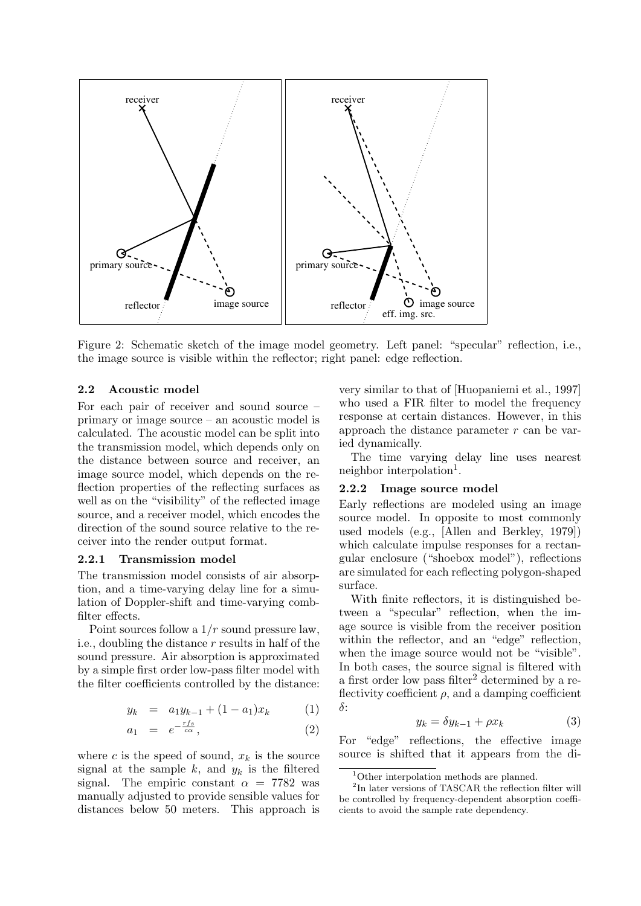receiver

reflector

primary source

image source

receiver

primary source

reflector

image source

eff. img. src.

Figure 2: Schematic sketch of the image model geometry. Left panel: "specular" reflection, i.e., the image source is visible within the reflector; right panel: edge reflection.

### 2.2 Acoustic model

For each pair of receiver and sound source – primary or image source – an acoustic model is calculated. The acoustic model can be split into the transmission model, which depends only on the distance between source and receiver, an image source model, which depends on the reflection properties of the reflecting surfaces as well as on the "visibility" of the reflected image source, and a receiver model, which encodes the direction of the sound source relative to the receiver into the render output format.

#### 2.2.1 Transmission model

The transmission model consists of air absorption, and a time-varying delay line for a simulation of Doppler-shift and time-varying comb-filter effects.

Point sources follow a $1/r$ sound pressure law, i.e., doubling the distance $r$ results in half of the sound pressure. Air absorption is approximated by a simple first order low-pass filter model with the filter coefficients controlled by the distance:

$$y_k = a_1 y_{k-1} + (1 - a_1) x_k \quad (1)$$

$$a_1 = e^{-\frac{r f_s}{c \alpha}}, \quad (2)$$

where $c$ is the speed of sound, $x_k$ is the source signal at the sample $k$, and $y_k$ is the filtered signal. The empiric constant $\alpha = 7782$ was manually adjusted to provide sensible values for distances below 50 meters. This approach is very similar to that of [Huopaniemi et al., 1997] who used a FIR filter to model the frequency response at certain distances. However, in this approach the distance parameter $r$ can be varied dynamically.

The time varying delay line uses nearest neighbor interpolation[1].

#### 2.2.2 Image source model

Early reflections are modeled using an image source model. In opposite to most commonly used models (e.g., [Allen and Berkley, 1979]) which calculate impulse responses for a rectangular enclosure ("shoebox model"), reflections are simulated for each reflecting polygon-shaped surface.

With finite reflectors, it is distinguished between a "specular" reflection, when the image source is visible from the receiver position within the reflector, and an "edge" reflection, when the image source would not be "visible". In both cases, the source signal is filtered with a first order low pass filter[2] determined by a reflectivity coefficient $\rho$, and a damping coefficient $\delta$:

$$y_k = \delta y_{k-1} + \rho x_k \quad (3)$$

For "edge" reflections, the effective image source is shifted that it appears from the di-

[1] Other interpolation methods are planned.

[2] In later versions of TASCAR the reflection filter will be controlled by frequency-dependent absorption coefficients to avoid the sample rate dependency.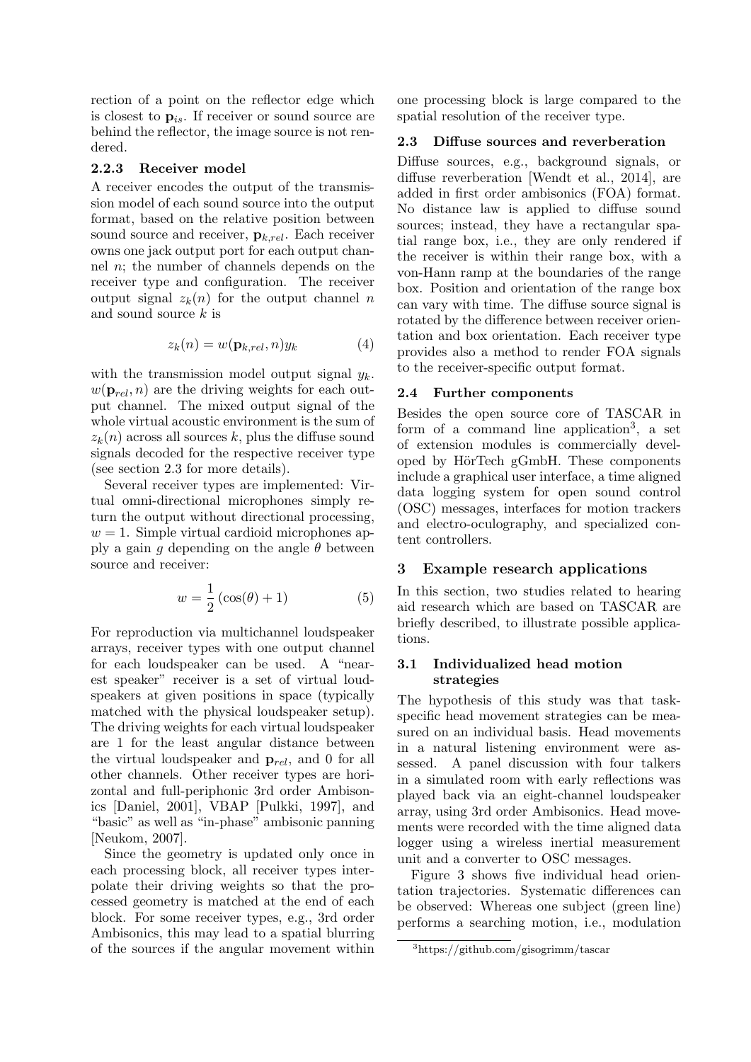rection of a point on the reflector edge which is closest to $\mathbf{p}_{is}$. If receiver or sound source are behind the reflector, the image source is not rendered.

#### 2.2.3 Receiver model

A receiver encodes the output of the transmission model of each sound source into the output format, based on the relative position between sound source and receiver, $\mathbf{p}_{k,rel}$. Each receiver owns one jack output port for each output channel $n$; the number of channels depends on the receiver type and configuration. The receiver output signal $z_k(n)$ for the output channel $n$ and sound source $k$ is

$$z_k(n) = w(\mathbf{p}_{k,rel}, n) y_k \tag{4}$$

with the transmission model output signal $y_k$. $w(\mathbf{p}_{rel}, n)$ are the driving weights for each output channel. The mixed output signal of the whole virtual acoustic environment is the sum of $z_k(n)$ across all sources $k$, plus the diffuse sound signals decoded for the respective receiver type (see section 2.3 for more details).

Several receiver types are implemented: Virtual omni-directional microphones simply return the output without directional processing, $w = 1$. Simple virtual cardioid microphones apply a gain $g$ depending on the angle $\theta$ between source and receiver:

$$w = \frac{1}{2}\left(\cos(\theta) + 1\right) \tag{5}$$

For reproduction via multichannel loudspeaker arrays, receiver types with one output channel for each loudspeaker can be used. A “nearest speaker” receiver is a set of virtual loudspeakers at given positions in space (typically matched with the physical loudspeaker setup). The driving weights for each virtual loudspeaker are 1 for the least angular distance between the virtual loudspeaker and $\mathbf{p}_{rel}$, and 0 for all other channels. Other receiver types are horizontal and full-periphonic 3rd order Ambisonics [Daniel, 2001], VBAP [Pulkki, 1997], and “basic” as well as “in-phase” ambisonic panning [Neukom, 2007].

Since the geometry is updated only once in each processing block, all receiver types interpolate their driving weights so that the processed geometry is matched at the end of each block. For some receiver types, e.g., 3rd order Ambisonics, this may lead to a spatial blurring of the sources if the angular movement within one processing block is large compared to the spatial resolution of the receiver type.

### 2.3 Diffuse sources and reverberation

Diffuse sources, e.g., background signals, or diffuse reverberation [Wendt et al., 2014], are added in first order ambisonics (FOA) format. No distance law is applied to diffuse sound sources; instead, they have a rectangular spatial range box, i.e., they are only rendered if the receiver is within their range box, with a von-Hann ramp at the boundaries of the range box. Position and orientation of the range box can vary with time. The diffuse source signal is rotated by the difference between receiver orientation and box orientation. Each receiver type provides also a method to render FOA signals to the receiver-specific output format.

### 2.4 Further components

Besides the open source core of TASCAR in form of a command line application[3], a set of extension modules is commercially developed by HörTech gGmbH. These components include a graphical user interface, a time aligned data logging system for open sound control (OSC) messages, interfaces for motion trackers and electro-oculography, and specialized content controllers.

## 3 Example research applications

In this section, two studies related to hearing aid research which are based on TASCAR are briefly described, to illustrate possible applications.

### 3.1 Individualized head motion strategies

The hypothesis of this study was that task-specific head movement strategies can be measured on an individual basis. Head movements in a natural listening environment were assessed. A panel discussion with four talkers in a simulated room with early reflections was played back via an eight-channel loudspeaker array, using 3rd order Ambisonics. Head movements were recorded with the time aligned data logger using a wireless inertial measurement unit and a converter to OSC messages.

Figure 3 shows five individual head orientation trajectories. Systematic differences can be observed: Whereas one subject (green line) performs a searching motion, i.e., modulation

[3] https://github.com/gisogrimm/tascar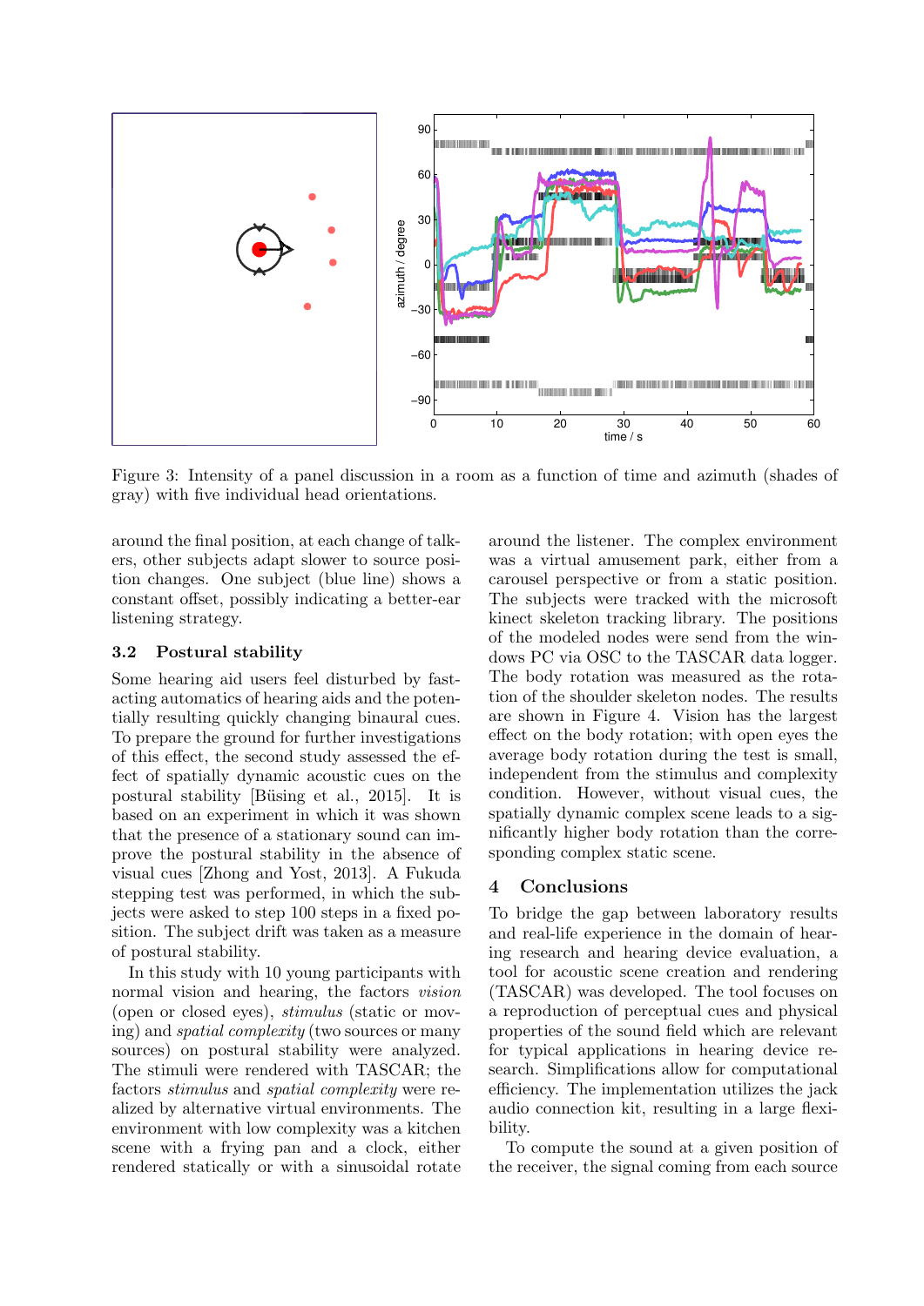90
60
30
0
−30
−60
−90
azimuth / degree
0 10 20 30 40 50 60
time / s

Figure 3: Intensity of a panel discussion in a room as a function of time and azimuth (shades of gray) with five individual head orientations.

around the final position, at each change of talkers, other subjects adapt slower to source position changes. One subject (blue line) shows a constant offset, possibly indicating a better-ear listening strategy.

### 3.2 Postural stability

Some hearing aid users feel disturbed by fast-acting automatics of hearing aids and the potentially resulting quickly changing binaural cues. To prepare the ground for further investigations of this effect, the second study assessed the effect of spatially dynamic acoustic cues on the postural stability [Büsing et al., 2015]. It is based on an experiment in which it was shown that the presence of a stationary sound can improve the postural stability in the absence of visual cues [Zhong and Yost, 2013]. A Fukuda stepping test was performed, in which the subjects were asked to step 100 steps in a fixed position. The subject drift was taken as a measure of postural stability.

In this study with 10 young participants with normal vision and hearing, the factors *vision* (open or closed eyes), *stimulus* (static or moving) and *spatial complexity* (two sources or many sources) on postural stability were analyzed. The stimuli were rendered with TASCAR; the factors *stimulus* and *spatial complexity* were realized by alternative virtual environments. The environment with low complexity was a kitchen scene with a frying pan and a clock, either rendered statically or with a sinusoidal rotate around the listener. The complex environment was a virtual amusement park, either from a carousel perspective or from a static position. The subjects were tracked with the microsoft kinect skeleton tracking library. The positions of the modeled nodes were send from the windows PC via OSC to the TASCAR data logger. The body rotation was measured as the rotation of the shoulder skeleton nodes. The results are shown in Figure 4. Vision has the largest effect on the body rotation; with open eyes the average body rotation during the test is small, independent from the stimulus and complexity condition. However, without visual cues, the spatially dynamic complex scene leads to a significantly higher body rotation than the corresponding complex static scene.

## 4 Conclusions

To bridge the gap between laboratory results and real-life experience in the domain of hearing research and hearing device evaluation, a tool for acoustic scene creation and rendering (TASCAR) was developed. The tool focuses on a reproduction of perceptual cues and physical properties of the sound field which are relevant for typical applications in hearing device research. Simplifications allow for computational efficiency. The implementation utilizes the jack audio connection kit, resulting in a large flexibility.

To compute the sound at a given position of the receiver, the signal coming from each source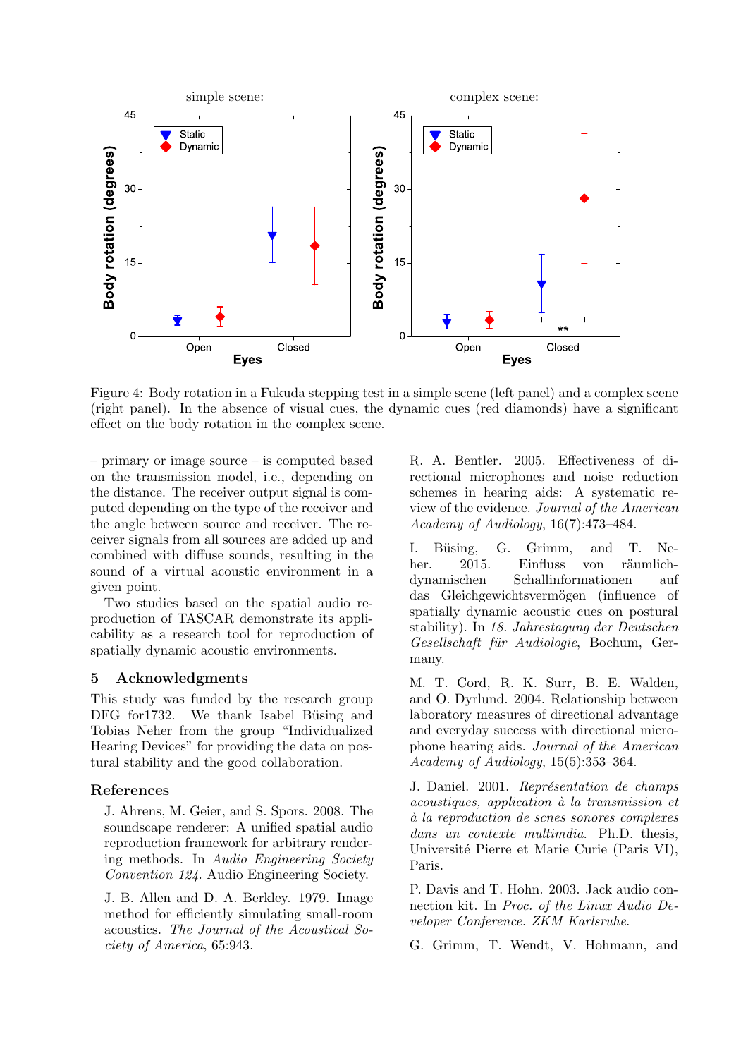simple scene:

45

30

15

0

Body rotation (degrees)

Static
Dynamic

Open
Closed
Eyes

complex scene:

45

30

15

0

Body rotation (degrees)

Static
Dynamic

**

Open
Closed
Eyes

Figure 4: Body rotation in a Fukuda stepping test in a simple scene (left panel) and a complex scene (right panel). In the absence of visual cues, the dynamic cues (red diamonds) have a significant effect on the body rotation in the complex scene.

– primary or image source – is computed based on the transmission model, i.e., depending on the distance. The receiver output signal is computed depending on the type of the receiver and the angle between source and receiver. The receiver signals from all sources are added up and combined with diffuse sounds, resulting in the sound of a virtual acoustic environment in a given point.

Two studies based on the spatial audio reproduction of TASCAR demonstrate its applicability as a research tool for reproduction of spatially dynamic acoustic environments.

## 5 Acknowledgments

This study was funded by the research group DFG for1732. We thank Isabel Büsing and Tobias Neher from the group "Individualized Hearing Devices" for providing the data on postural stability and the good collaboration.

## References

J. Ahrens, M. Geier, and S. Spors. 2008. The soundscape renderer: A unified spatial audio reproduction framework for arbitrary rendering methods. In *Audio Engineering Society Convention 124*. Audio Engineering Society.

J. B. Allen and D. A. Berkley. 1979. Image method for efficiently simulating small-room acoustics. *The Journal of the Acoustical Society of America*, 65:943.

R. A. Bentler. 2005. Effectiveness of directional microphones and noise reduction schemes in hearing aids: A systematic review of the evidence. *Journal of the American Academy of Audiology*, 16(7):473–484.

I. Büsing, G. Grimm, and T. Neher. 2015. Einfluss von räumlich-dynamischen Schallinformationen auf das Gleichgewichtsvermögen (influence of spatially dynamic acoustic cues on postural stability). In *18. Jahrestagung der Deutschen Gesellschaft für Audiologie*, Bochum, Germany.

M. T. Cord, R. K. Surr, B. E. Walden, and O. Dyrlund. 2004. Relationship between laboratory measures of directional advantage and everyday success with directional microphone hearing aids. *Journal of the American Academy of Audiology*, 15(5):353–364.

J. Daniel. 2001. *Représentation de champs acoustiques, application à la transmission et à la reproduction de scnes sonores complexes dans un contexte multimdia.* Ph.D. thesis, Université Pierre et Marie Curie (Paris VI), Paris.

P. Davis and T. Hohn. 2003. Jack audio connection kit. In *Proc. of the Linux Audio Developer Conference. ZKM Karlsruhe.*

G. Grimm, T. Wendt, V. Hohmann, and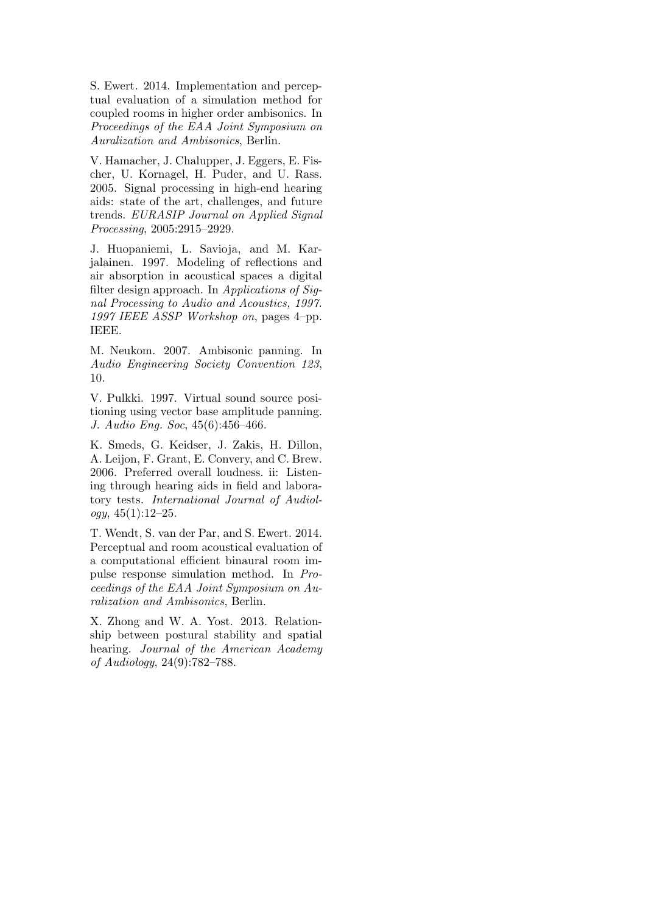S. Ewert. 2014. Implementation and perceptual evaluation of a simulation method for coupled rooms in higher order ambisonics. In *Proceedings of the EAA Joint Symposium on Auralization and Ambisonics*, Berlin.

V. Hamacher, J. Chalupper, J. Eggers, E. Fischer, U. Kornagel, H. Puder, and U. Rass. 2005. Signal processing in high-end hearing aids: state of the art, challenges, and future trends. *EURASIP Journal on Applied Signal Processing*, 2005:2915–2929.

J. Huopaniemi, L. Savioja, and M. Karjalainen. 1997. Modeling of reflections and air absorption in acoustical spaces a digital filter design approach. In *Applications of Signal Processing to Audio and Acoustics, 1997. 1997 IEEE ASSP Workshop on*, pages 4–pp. IEEE.

M. Neukom. 2007. Ambisonic panning. In *Audio Engineering Society Convention 123*, 10.

V. Pulkki. 1997. Virtual sound source positioning using vector base amplitude panning. *J. Audio Eng. Soc*, 45(6):456–466.

K. Smeds, G. Keidser, J. Zakis, H. Dillon, A. Leijon, F. Grant, E. Convery, and C. Brew. 2006. Preferred overall loudness. ii: Listening through hearing aids in field and laboratory tests. *International Journal of Audiology*, 45(1):12–25.

T. Wendt, S. van der Par, and S. Ewert. 2014. Perceptual and room acoustical evaluation of a computational efficient binaural room impulse response simulation method. In *Proceedings of the EAA Joint Symposium on Auralization and Ambisonics*, Berlin.

X. Zhong and W. A. Yost. 2013. Relationship between postural stability and spatial hearing. *Journal of the American Academy of Audiology*, 24(9):782–788.